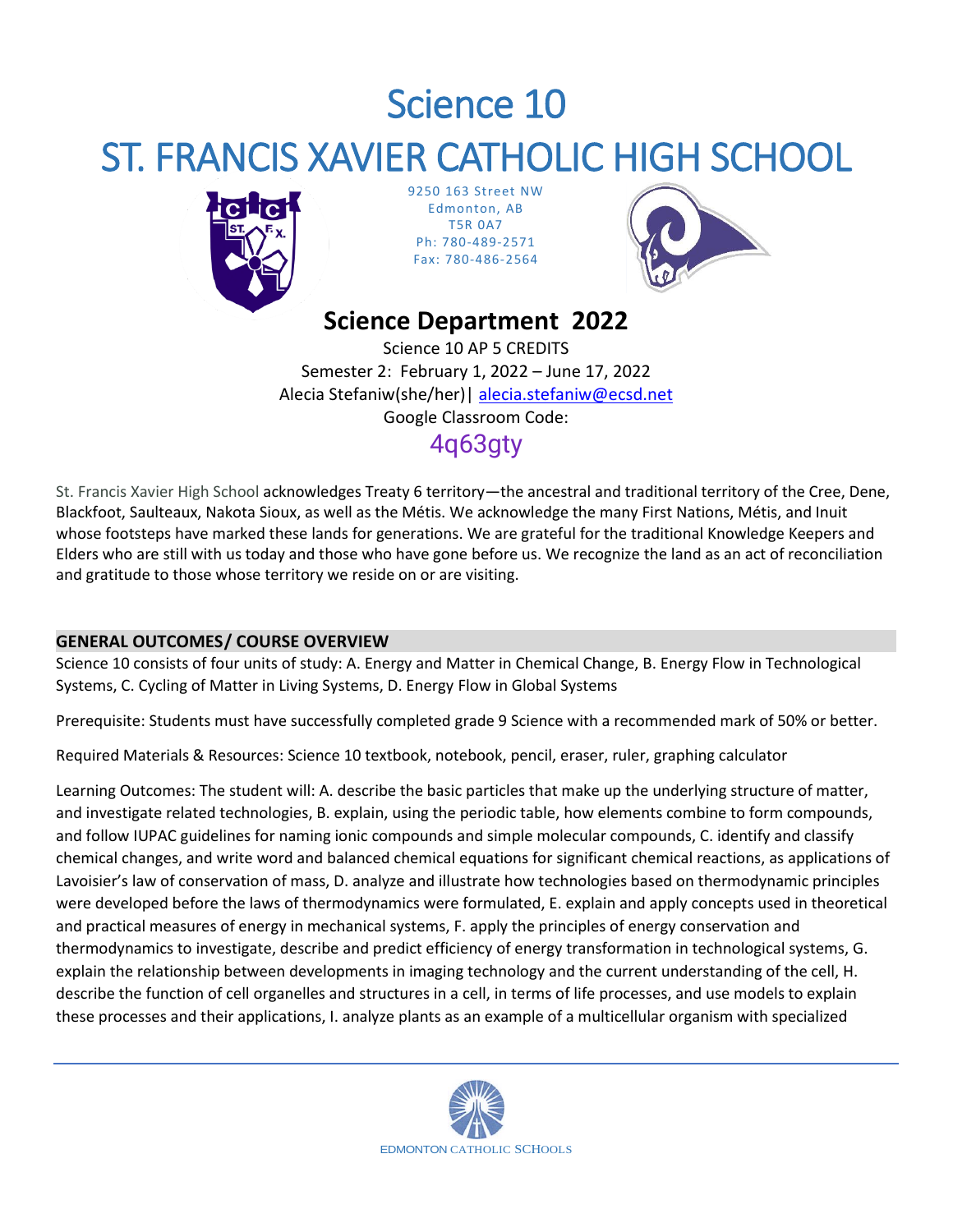# Science 10

# ST. FRANCIS XAVIER CATHOLIC HIGH SCHOOL

9250 163 Street NW
Edmonton, AB
T5R 0A7
Ph: 780-489-2571
Fax: 780-486-2564

## Science Department 2022

Science 10 AP 5 CREDITS
Semester 2: February 1, 2022 – June 17, 2022
Alecia Stefaniw(she/her)| alecia.stefaniw@ecsd.net
Google Classroom Code:
4q63gty

St. Francis Xavier High School acknowledges Treaty 6 territory—the ancestral and traditional territory of the Cree, Dene, Blackfoot, Saulteaux, Nakota Sioux, as well as the Métis. We acknowledge the many First Nations, Métis, and Inuit whose footsteps have marked these lands for generations. We are grateful for the traditional Knowledge Keepers and Elders who are still with us today and those who have gone before us. We recognize the land as an act of reconciliation and gratitude to those whose territory we reside on or are visiting.

### GENERAL OUTCOMES/ COURSE OVERVIEW

Science 10 consists of four units of study: A. Energy and Matter in Chemical Change, B. Energy Flow in Technological Systems, C. Cycling of Matter in Living Systems, D. Energy Flow in Global Systems

Prerequisite: Students must have successfully completed grade 9 Science with a recommended mark of 50% or better.

Required Materials & Resources: Science 10 textbook, notebook, pencil, eraser, ruler, graphing calculator

Learning Outcomes: The student will: A. describe the basic particles that make up the underlying structure of matter, and investigate related technologies, B. explain, using the periodic table, how elements combine to form compounds, and follow IUPAC guidelines for naming ionic compounds and simple molecular compounds, C. identify and classify chemical changes, and write word and balanced chemical equations for significant chemical reactions, as applications of Lavoisier's law of conservation of mass, D. analyze and illustrate how technologies based on thermodynamic principles were developed before the laws of thermodynamics were formulated, E. explain and apply concepts used in theoretical and practical measures of energy in mechanical systems, F. apply the principles of energy conservation and thermodynamics to investigate, describe and predict efficiency of energy transformation in technological systems, G. explain the relationship between developments in imaging technology and the current understanding of the cell, H. describe the function of cell organelles and structures in a cell, in terms of life processes, and use models to explain these processes and their applications, I. analyze plants as an example of a multicellular organism with specialized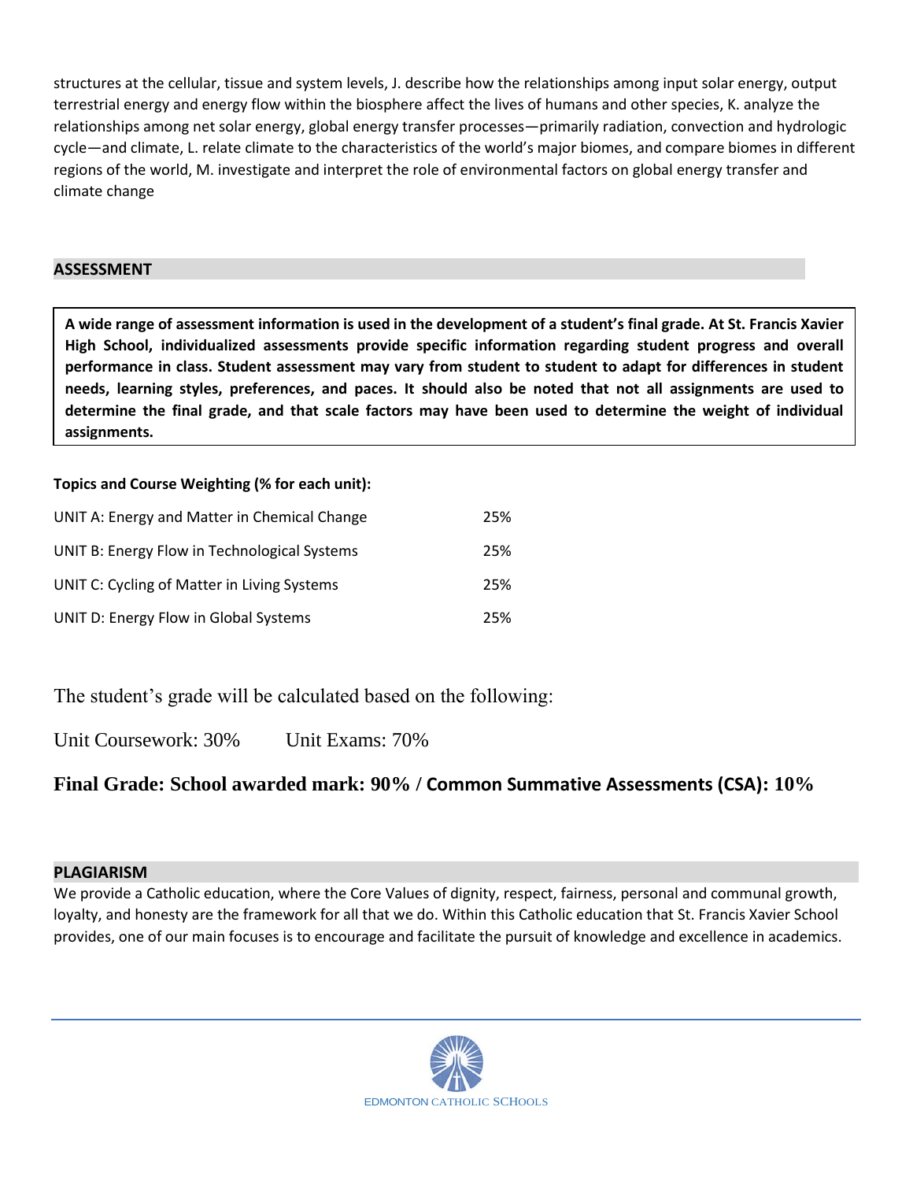structures at the cellular, tissue and system levels, J. describe how the relationships among input solar energy, output terrestrial energy and energy flow within the biosphere affect the lives of humans and other species, K. analyze the relationships among net solar energy, global energy transfer processes—primarily radiation, convection and hydrologic cycle—and climate, L. relate climate to the characteristics of the world's major biomes, and compare biomes in different regions of the world, M. investigate and interpret the role of environmental factors on global energy transfer and climate change

## ASSESSMENT

**A wide range of assessment information is used in the development of a student's final grade. At St. Francis Xavier High School, individualized assessments provide specific information regarding student progress and overall performance in class. Student assessment may vary from student to student to adapt for differences in student needs, learning styles, preferences, and paces. It should also be noted that not all assignments are used to determine the final grade, and that scale factors may have been used to determine the weight of individual assignments.**

**Topics and Course Weighting (% for each unit):**

| Unit | Weighting |
| --- | --- |
| UNIT A: Energy and Matter in Chemical Change | 25% |
| UNIT B: Energy Flow in Technological Systems | 25% |
| UNIT C: Cycling of Matter in Living Systems | 25% |
| UNIT D: Energy Flow in Global Systems | 25% |

The student's grade will be calculated based on the following:

Unit Coursework: 30%  Unit Exams: 70%

**Final Grade: School awarded mark: 90% / Common Summative Assessments (CSA): 10%**

## PLAGIARISM

We provide a Catholic education, where the Core Values of dignity, respect, fairness, personal and communal growth, loyalty, and honesty are the framework for all that we do. Within this Catholic education that St. Francis Xavier School provides, one of our main focuses is to encourage and facilitate the pursuit of knowledge and excellence in academics.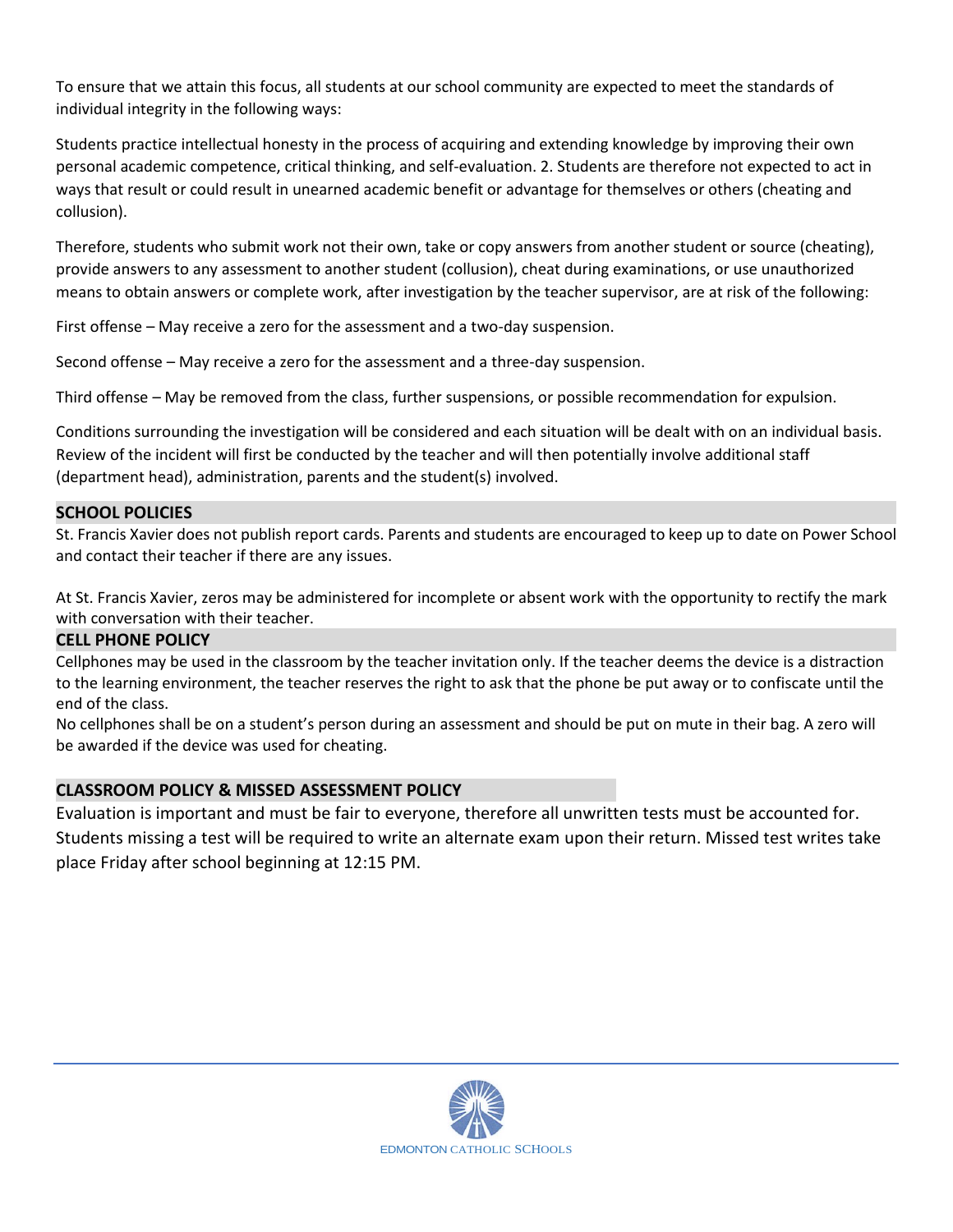To ensure that we attain this focus, all students at our school community are expected to meet the standards of individual integrity in the following ways:

Students practice intellectual honesty in the process of acquiring and extending knowledge by improving their own personal academic competence, critical thinking, and self-evaluation. 2. Students are therefore not expected to act in ways that result or could result in unearned academic benefit or advantage for themselves or others (cheating and collusion).

Therefore, students who submit work not their own, take or copy answers from another student or source (cheating), provide answers to any assessment to another student (collusion), cheat during examinations, or use unauthorized means to obtain answers or complete work, after investigation by the teacher supervisor, are at risk of the following:

First offense – May receive a zero for the assessment and a two-day suspension.

Second offense – May receive a zero for the assessment and a three-day suspension.

Third offense – May be removed from the class, further suspensions, or possible recommendation for expulsion.

Conditions surrounding the investigation will be considered and each situation will be dealt with on an individual basis. Review of the incident will first be conducted by the teacher and will then potentially involve additional staff (department head), administration, parents and the student(s) involved.

## SCHOOL POLICIES

St. Francis Xavier does not publish report cards. Parents and students are encouraged to keep up to date on Power School and contact their teacher if there are any issues.

At St. Francis Xavier, zeros may be administered for incomplete or absent work with the opportunity to rectify the mark with conversation with their teacher.

## CELL PHONE POLICY

Cellphones may be used in the classroom by the teacher invitation only. If the teacher deems the device is a distraction to the learning environment, the teacher reserves the right to ask that the phone be put away or to confiscate until the end of the class.

No cellphones shall be on a student's person during an assessment and should be put on mute in their bag. A zero will be awarded if the device was used for cheating.

## CLASSROOM POLICY & MISSED ASSESSMENT POLICY

Evaluation is important and must be fair to everyone, therefore all unwritten tests must be accounted for. Students missing a test will be required to write an alternate exam upon their return. Missed test writes take place Friday after school beginning at 12:15 PM.